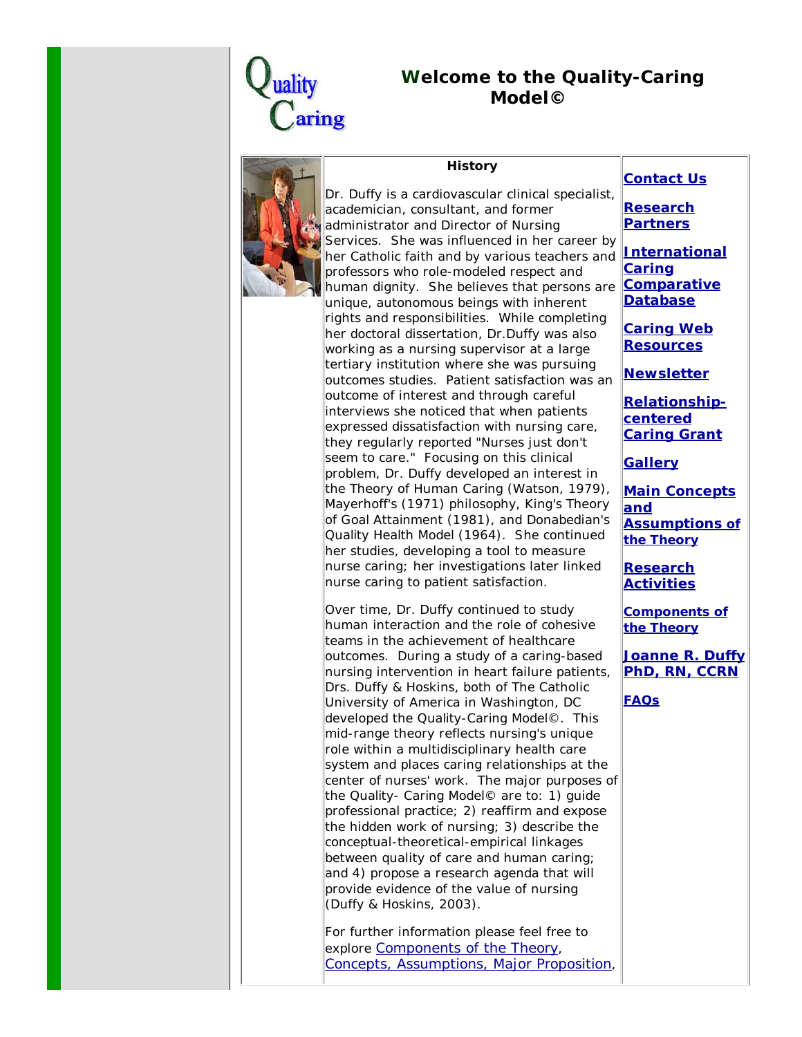# Welcome to the Quality-Caring Model©

## History

Dr. Duffy is a cardiovascular clinical specialist, academician, consultant, and former administrator and Director of Nursing Services. She was influenced in her career by her Catholic faith and by various teachers and professors who role-modeled respect and human dignity. She believes that persons are unique, autonomous beings with inherent rights and responsibilities. While completing her doctoral dissertation, Dr.Duffy was also working as a nursing supervisor at a large tertiary institution where she was pursuing outcomes studies. Patient satisfaction was an outcome of interest and through careful interviews she noticed that when patients expressed dissatisfaction with nursing care, they regularly reported "Nurses just don't seem to care." Focusing on this clinical problem, Dr. Duffy developed an interest in the Theory of Human Caring (Watson, 1979), Mayerhoff's (1971) philosophy, King's Theory of Goal Attainment (1981), and Donabedian's Quality Health Model (1964). She continued her studies, developing a tool to measure nurse caring; her investigations later linked nurse caring to patient satisfaction.

Over time, Dr. Duffy continued to study human interaction and the role of cohesive teams in the achievement of healthcare outcomes. During a study of a caring-based nursing intervention in heart failure patients, Drs. Duffy & Hoskins, both of The Catholic University of America in Washington, DC developed the Quality-Caring Model©. This mid-range theory reflects nursing's unique role within a multidisciplinary health care system and places caring relationships at the center of nurses' work. The major purposes of the Quality- Caring Model© are to: 1) guide professional practice; 2) reaffirm and expose the hidden work of nursing; 3) describe the conceptual-theoretical-empirical linkages between quality of care and human caring; and 4) propose a research agenda that will provide evidence of the value of nursing (Duffy & Hoskins, 2003).

For further information please feel free to explore Components of the Theory, Concepts, Assumptions, Major Proposition,

- **Contact Us**
- **Research Partners**
- **International Caring Comparative Database**
- **Caring Web Resources**
- **Newsletter**
- **Relationship-centered Caring Grant**
- **Gallery**
- **Main Concepts and Assumptions of the Theory**
- **Research Activities**
- **Components of the Theory**
- **Joanne R. Duffy PhD, RN, CCRN**
- **FAQs**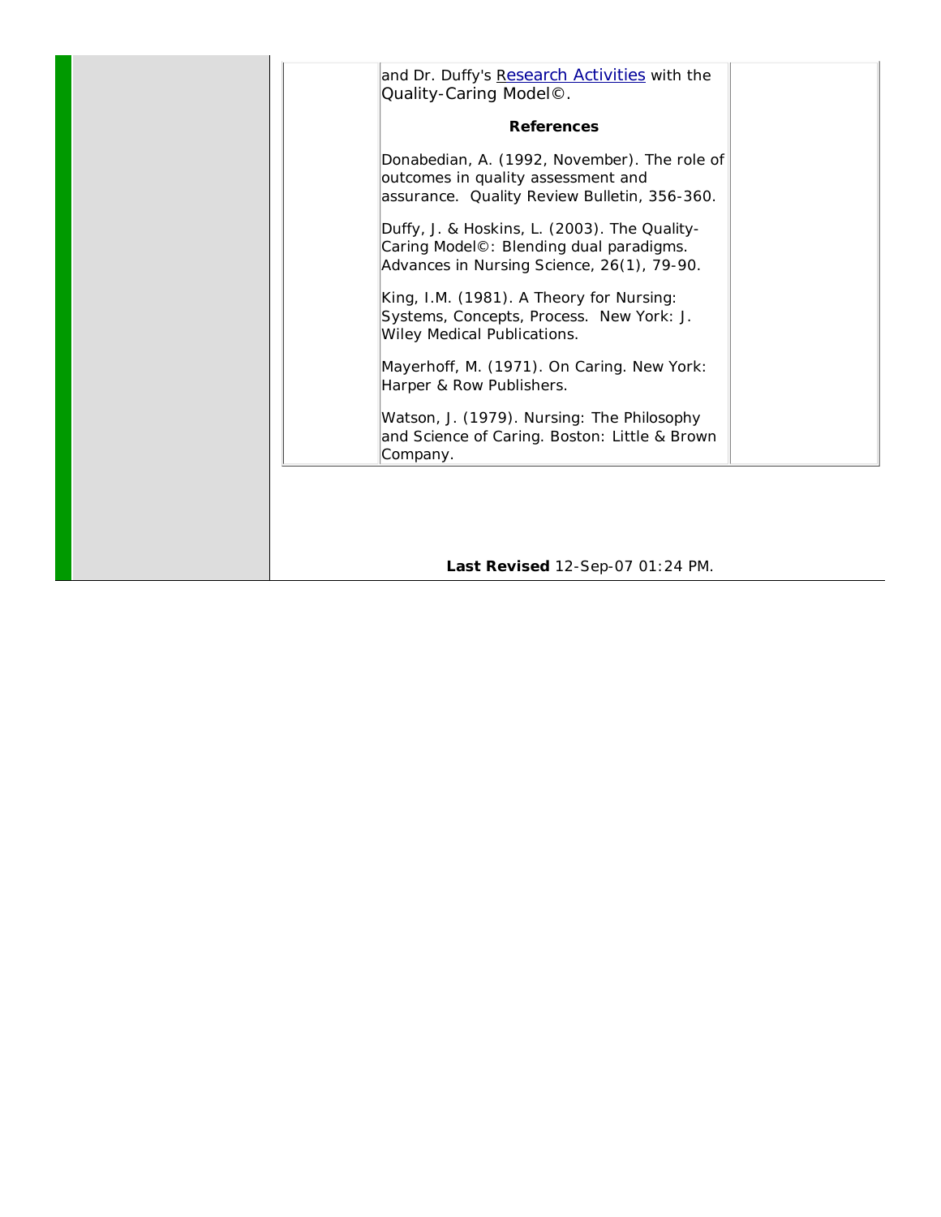and Dr. Duffy's Research Activities with the Quality-Caring Model©.

**References**

Donabedian, A. (1992, November). The role of outcomes in quality assessment and assurance. Quality Review Bulletin, 356-360.

Duffy, J. & Hoskins, L. (2003). The Quality-Caring Model©: Blending dual paradigms. Advances in Nursing Science, 26(1), 79-90.

King, I.M. (1981). A Theory for Nursing: Systems, Concepts, Process. New York: J. Wiley Medical Publications.

Mayerhoff, M. (1971). On Caring. New York: Harper & Row Publishers.

Watson, J. (1979). Nursing: The Philosophy and Science of Caring. Boston: Little & Brown Company.

**Last Revised** 12-Sep-07 01:24 PM.